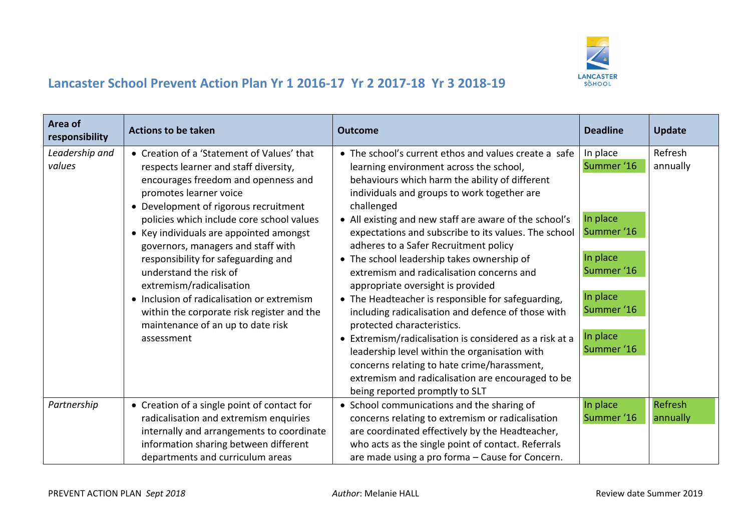## Lancaster School Prevent Action Plan Yr 1 2016-17 Yr 2 2017-18 Yr 3 2018-19

| Area of responsibility | Actions to be taken | Outcome | Deadline | Update |
|---|---|---|---|---|
| *Leadership and values* | • Creation of a 'Statement of Values' that respects learner and staff diversity, encourages freedom and openness and promotes learner voice<br>• Development of rigorous recruitment policies which include core school values<br>• Key individuals are appointed amongst governors, managers and staff with responsibility for safeguarding and understand the risk of extremism/radicalisation<br>• Inclusion of radicalisation or extremism within the corporate risk register and the maintenance of an up to date risk assessment | • The school's current ethos and values create a safe learning environment across the school, behaviours which harm the ability of different individuals and groups to work together are challenged<br>• All existing and new staff are aware of the school's expectations and subscribe to its values. The school adheres to a Safer Recruitment policy<br>• The school leadership takes ownership of extremism and radicalisation concerns and appropriate oversight is provided<br>• The Headteacher is responsible for safeguarding, including radicalisation and defence of those with protected characteristics.<br>• Extremism/radicalisation is considered as a risk at a leadership level within the organisation with concerns relating to hate crime/harassment, extremism and radicalisation are encouraged to be being reported promptly to SLT | In place Summer '16<br><br>In place Summer '16<br><br>In place Summer '16<br><br>In place Summer '16<br><br>In place Summer '16 | Refresh annually |
| *Partnership* | • Creation of a single point of contact for radicalisation and extremism enquiries internally and arrangements to coordinate information sharing between different departments and curriculum areas | • School communications and the sharing of concerns relating to extremism or radicalisation are coordinated effectively by the Headteacher, who acts as the single point of contact. Referrals are made using a pro forma – Cause for Concern. | In place Summer '16 | Refresh annually |

PREVENT ACTION PLAN *Sept 2018* *Author*: Melanie HALL Review date Summer 2019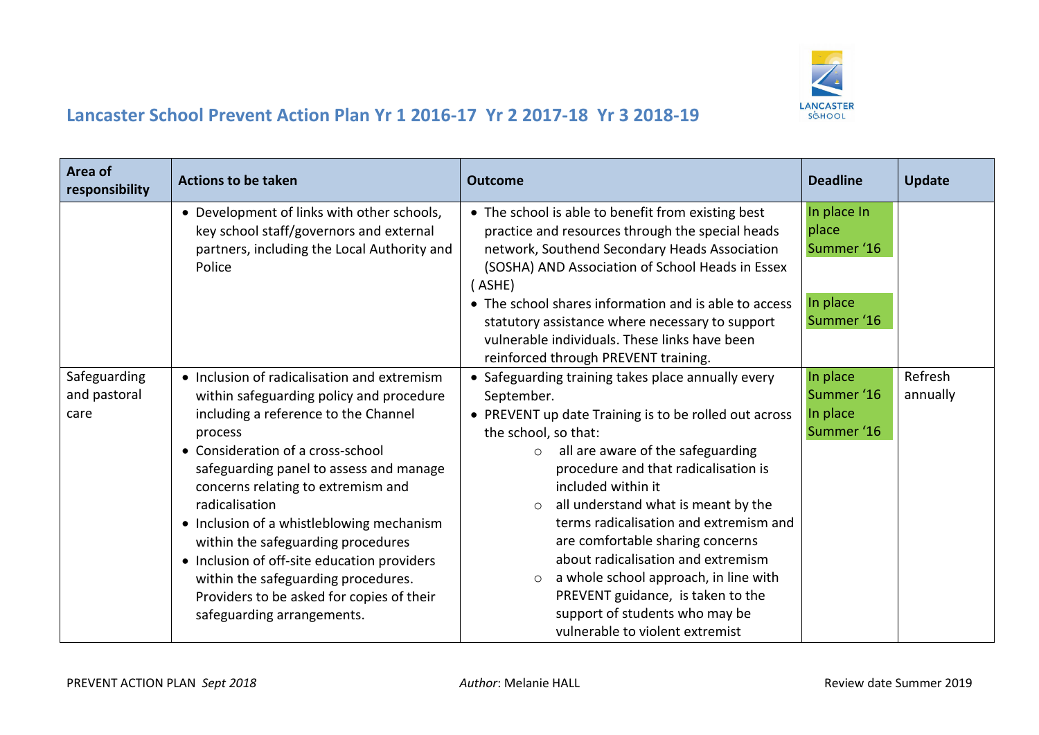# Lancaster School Prevent Action Plan Yr 1 2016-17 Yr 2 2017-18 Yr 3 2018-19

| Area of responsibility | Actions to be taken | Outcome | Deadline | Update |
|---|---|---|---|---|
| | • Development of links with other schools, key school staff/governors and external partners, including the Local Authority and Police | • The school is able to benefit from existing best practice and resources through the special heads network, Southend Secondary Heads Association (SOSHA) AND Association of School Heads in Essex ( ASHE)<br>• The school shares information and is able to access statutory assistance where necessary to support vulnerable individuals. These links have been reinforced through PREVENT training. | In place In place Summer '16<br><br>In place Summer '16 | |
| Safeguarding and pastoral care | • Inclusion of radicalisation and extremism within safeguarding policy and procedure including a reference to the Channel process<br>• Consideration of a cross-school safeguarding panel to assess and manage concerns relating to extremism and radicalisation<br>• Inclusion of a whistleblowing mechanism within the safeguarding procedures<br>• Inclusion of off-site education providers within the safeguarding procedures. Providers to be asked for copies of their safeguarding arrangements. | • Safeguarding training takes place annually every September.<br>• PREVENT up date Training is to be rolled out across the school, so that:<br>○ all are aware of the safeguarding procedure and that radicalisation is included within it<br>○ all understand what is meant by the terms radicalisation and extremism and are comfortable sharing concerns about radicalisation and extremism<br>○ a whole school approach, in line with PREVENT guidance, is taken to the support of students who may be vulnerable to violent extremist | In place Summer '16<br>In place Summer '16 | Refresh annually |

PREVENT ACTION PLAN *Sept 2018* *Author*: Melanie HALL Review date Summer 2019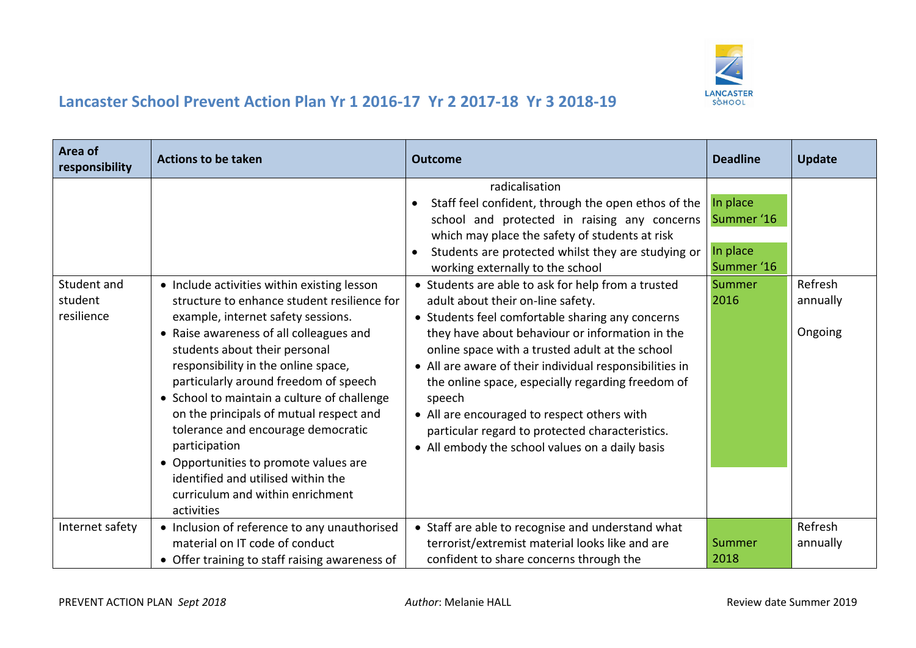# Lancaster School Prevent Action Plan Yr 1 2016-17 Yr 2 2017-18 Yr 3 2018-19

| Area of responsibility | Actions to be taken | Outcome | Deadline | Update |
|---|---|---|---|---|
| | | radicalisation<br>• Staff feel confident, through the open ethos of the school and protected in raising any concerns which may place the safety of students at risk<br>• Students are protected whilst they are studying or working externally to the school | In place Summer '16<br><br>In place Summer '16 | |
| Student and student resilience | • Include activities within existing lesson structure to enhance student resilience for example, internet safety sessions.<br>• Raise awareness of all colleagues and students about their personal responsibility in the online space, particularly around freedom of speech<br>• School to maintain a culture of challenge on the principals of mutual respect and tolerance and encourage democratic participation<br>• Opportunities to promote values are identified and utilised within the curriculum and within enrichment activities | • Students are able to ask for help from a trusted adult about their on-line safety.<br>• Students feel comfortable sharing any concerns they have about behaviour or information in the online space with a trusted adult at the school<br>• All are aware of their individual responsibilities in the online space, especially regarding freedom of speech<br>• All are encouraged to respect others with particular regard to protected characteristics.<br>• All embody the school values on a daily basis | Summer 2016 | Refresh annually<br><br>Ongoing |
| Internet safety | • Inclusion of reference to any unauthorised material on IT code of conduct<br>• Offer training to staff raising awareness of | • Staff are able to recognise and understand what terrorist/extremist material looks like and are confident to share concerns through the | Summer 2018 | Refresh annually |

PREVENT ACTION PLAN *Sept 2018* *Author*: Melanie HALL Review date Summer 2019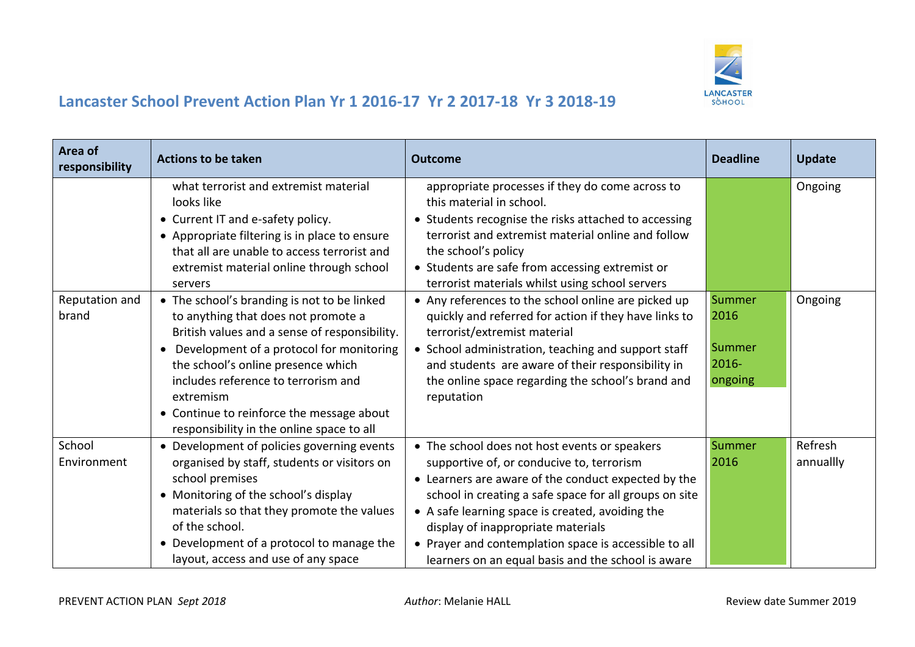## Lancaster School Prevent Action Plan Yr 1 2016-17 Yr 2 2017-18 Yr 3 2018-19

| Area of responsibility | Actions to be taken | Outcome | Deadline | Update |
|---|---|---|---|---|
| | what terrorist and extremist material looks like<br>• Current IT and e-safety policy.<br>• Appropriate filtering is in place to ensure that all are unable to access terrorist and extremist material online through school servers | appropriate processes if they do come across to this material in school.<br>• Students recognise the risks attached to accessing terrorist and extremist material online and follow the school's policy<br>• Students are safe from accessing extremist or terrorist materials whilst using school servers | | Ongoing |
| Reputation and brand | • The school's branding is not to be linked to anything that does not promote a British values and a sense of responsibility.<br>• Development of a protocol for monitoring the school's online presence which includes reference to terrorism and extremism<br>• Continue to reinforce the message about responsibility in the online space to all | • Any references to the school online are picked up quickly and referred for action if they have links to terrorist/extremist material<br>• School administration, teaching and support staff and students are aware of their responsibility in the online space regarding the school's brand and reputation | Summer 2016<br><br>Summer 2016-ongoing | Ongoing |
| School Environment | • Development of policies governing events organised by staff, students or visitors on school premises<br>• Monitoring of the school's display materials so that they promote the values of the school.<br>• Development of a protocol to manage the layout, access and use of any space | • The school does not host events or speakers supportive of, or conducive to, terrorism<br>• Learners are aware of the conduct expected by the school in creating a safe space for all groups on site<br>• A safe learning space is created, avoiding the display of inappropriate materials<br>• Prayer and contemplation space is accessible to all learners on an equal basis and the school is aware | Summer 2016 | Refresh annuallly |

PREVENT ACTION PLAN *Sept 2018* *Author*: Melanie HALL Review date Summer 2019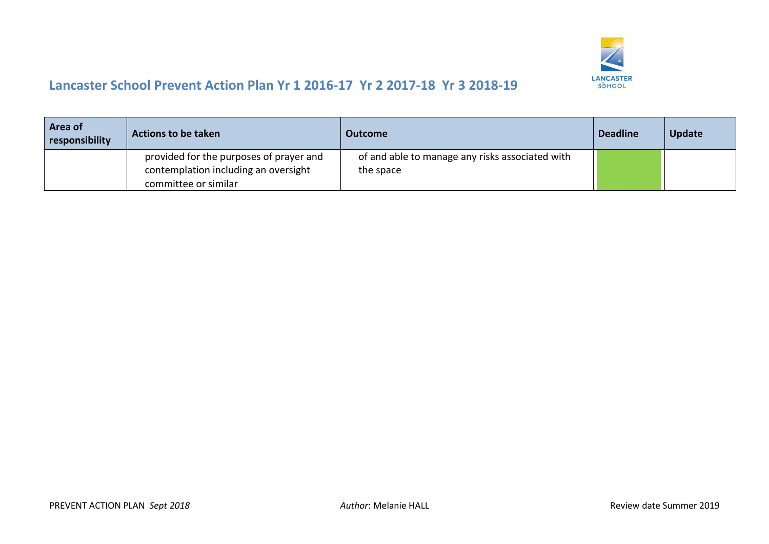## Lancaster School Prevent Action Plan Yr 1 2016-17 Yr 2 2017-18 Yr 3 2018-19

| Area of responsibility | Actions to be taken | Outcome | Deadline | Update |
|---|---|---|---|---|
| | provided for the purposes of prayer and contemplation including an oversight committee or similar | of and able to manage any risks associated with the space | | |

PREVENT ACTION PLAN *Sept 2018* *Author*: Melanie HALL Review date Summer 2019